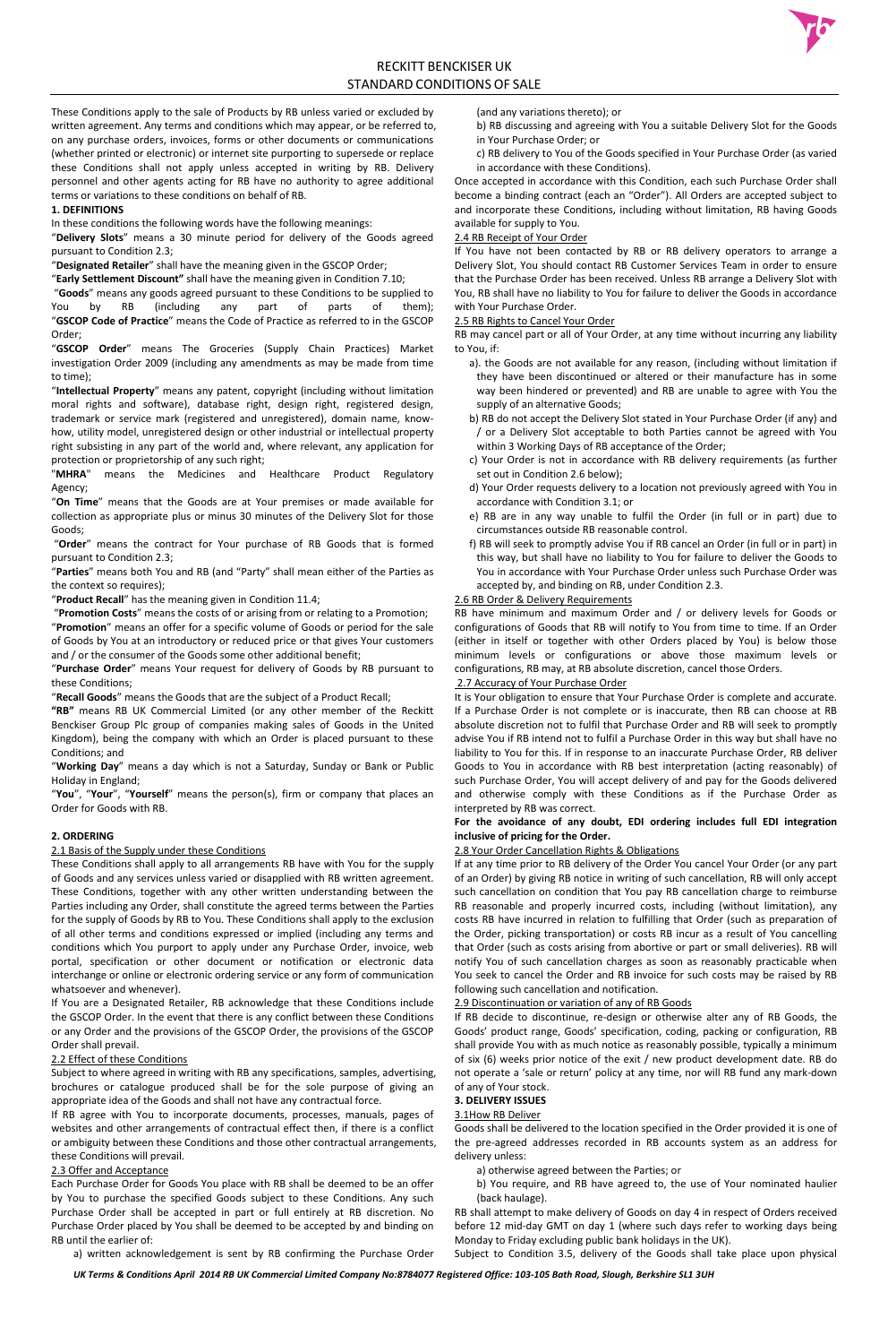# RECKITT BENCKISER UK
## STANDARD CONDITIONS OF SALE

These Conditions apply to the sale of Products by RB unless varied or excluded by written agreement. Any terms and conditions which may appear, or be referred to, on any purchase orders, invoices, forms or other documents or communications (whether printed or electronic) or internet site purporting to supersede or replace these Conditions shall not apply unless accepted in writing by RB. Delivery personnel and other agents acting for RB have no authority to agree additional terms or variations to these conditions on behalf of RB.

**1. DEFINITIONS**

In these conditions the following words have the following meanings:

"**Delivery Slots**" means a 30 minute period for delivery of the Goods agreed pursuant to Condition 2.3;

"**Designated Retailer**" shall have the meaning given in the GSCOP Order;

"**Early Settlement Discount"** shall have the meaning given in Condition 7.10;

"**Goods**" means any goods agreed pursuant to these Conditions to be supplied to You by RB (including any part of parts of them);

"**GSCOP Code of Practice**" means the Code of Practice as referred to in the GSCOP Order;

"**GSCOP Order**" means The Groceries (Supply Chain Practices) Market investigation Order 2009 (including any amendments as may be made from time to time);

"**Intellectual Property**" means any patent, copyright (including without limitation moral rights and software), database right, design right, registered design, trademark or service mark (registered and unregistered), domain name, know-how, utility model, unregistered design or other industrial or intellectual property right subsisting in any part of the world and, where relevant, any application for protection or proprietorship of any such right;

"**MHRA**" means the Medicines and Healthcare Product Regulatory Agency;

"**On Time**" means that the Goods are at Your premises or made available for collection as appropriate plus or minus 30 minutes of the Delivery Slot for those Goods;

"**Order**" means the contract for Your purchase of RB Goods that is formed pursuant to Condition 2.3;

"**Parties**" means both You and RB (and "Party" shall mean either of the Parties as the context so requires);

"**Product Recall**" has the meaning given in Condition 11.4;

"**Promotion Costs**" means the costs of or arising from or relating to a Promotion;

"**Promotion**" means an offer for a specific volume of Goods or period for the sale of Goods by You at an introductory or reduced price or that gives Your customers and / or the consumer of the Goods some other additional benefit;

"**Purchase Order**" means Your request for delivery of Goods by RB pursuant to these Conditions;

"**Recall Goods**" means the Goods that are the subject of a Product Recall;

**"RB"** means RB UK Commercial Limited (or any other member of the Reckitt Benckiser Group Plc group of companies making sales of Goods in the United Kingdom), being the company with which an Order is placed pursuant to these Conditions; and

"**Working Day**" means a day which is not a Saturday, Sunday or Bank or Public Holiday in England;

"**You**", "**Your**", "**Yourself**" means the person(s), firm or company that places an Order for Goods with RB.

**2. ORDERING**

2.1 Basis of the Supply under these Conditions

These Conditions shall apply to all arrangements RB have with You for the supply of Goods and any services unless varied or disapplied with RB written agreement. These Conditions, together with any other written understanding between the Parties including any Order, shall constitute the agreed terms between the Parties for the supply of Goods by RB to You. These Conditions shall apply to the exclusion of all other terms and conditions expressed or implied (including any terms and conditions which You purport to apply under any Purchase Order, invoice, web portal, specification or other document or notification or electronic data interchange or online or electronic ordering service or any form of communication whatsoever and whenever).

If You are a Designated Retailer, RB acknowledge that these Conditions include the GSCOP Order. In the event that there is any conflict between these Conditions or any Order and the provisions of the GSCOP Order, the provisions of the GSCOP Order shall prevail.

2.2 Effect of these Conditions

Subject to where agreed in writing with RB any specifications, samples, advertising, brochures or catalogue produced shall be for the sole purpose of giving an appropriate idea of the Goods and shall not have any contractual force.

If RB agree with You to incorporate documents, processes, manuals, pages of websites and other arrangements of contractual effect then, if there is a conflict or ambiguity between these Conditions and those other contractual arrangements, these Conditions will prevail.

2.3 Offer and Acceptance

Each Purchase Order for Goods You place with RB shall be deemed to be an offer by You to purchase the specified Goods subject to these Conditions. Any such Purchase Order shall be accepted in part or full entirely at RB discretion. No Purchase Order placed by You shall be deemed to be accepted by and binding on RB until the earlier of:

a) written acknowledgement is sent by RB confirming the Purchase Order (and any variations thereto); or

b) RB discussing and agreeing with You a suitable Delivery Slot for the Goods in Your Purchase Order; or

c) RB delivery to You of the Goods specified in Your Purchase Order (as varied in accordance with these Conditions).

Once accepted in accordance with this Condition, each such Purchase Order shall become a binding contract (each an "Order"). All Orders are accepted subject to and incorporate these Conditions, including without limitation, RB having Goods available for supply to You.

2.4 RB Receipt of Your Order

If You have not been contacted by RB or RB delivery operators to arrange a Delivery Slot, You should contact RB Customer Services Team in order to ensure that the Purchase Order has been received. Unless RB arrange a Delivery Slot with You, RB shall have no liability to You for failure to deliver the Goods in accordance with Your Purchase Order.

2.5 RB Rights to Cancel Your Order

RB may cancel part or all of Your Order, at any time without incurring any liability to You, if:

a). the Goods are not available for any reason, (including without limitation if they have been discontinued or altered or their manufacture has in some way been hindered or prevented) and RB are unable to agree with You the supply of an alternative Goods;

b) RB do not accept the Delivery Slot stated in Your Purchase Order (if any) and / or a Delivery Slot acceptable to both Parties cannot be agreed with You within 3 Working Days of RB acceptance of the Order;

c) Your Order is not in accordance with RB delivery requirements (as further set out in Condition 2.6 below);

d) Your Order requests delivery to a location not previously agreed with You in accordance with Condition 3.1; or

e) RB are in any way unable to fulfil the Order (in full or in part) due to circumstances outside RB reasonable control.

f) RB will seek to promptly advise You if RB cancel an Order (in full or in part) in this way, but shall have no liability to You for failure to deliver the Goods to You in accordance with Your Purchase Order unless such Purchase Order was accepted by, and binding on RB, under Condition 2.3.

2.6 RB Order & Delivery Requirements

RB have minimum and maximum Order and / or delivery levels for Goods or configurations of Goods that RB will notify to You from time to time. If an Order (either in itself or together with other Orders placed by You) is below those minimum levels or configurations or above those maximum levels or configurations, RB may, at RB absolute discretion, cancel those Orders.

2.7 Accuracy of Your Purchase Order

It is Your obligation to ensure that Your Purchase Order is complete and accurate. If a Purchase Order is not complete or is inaccurate, then RB can choose at RB absolute discretion not to fulfil that Purchase Order and RB will seek to promptly advise You if RB intend not to fulfil a Purchase Order in this way but shall have no liability to You for this. If in response to an inaccurate Purchase Order, RB deliver Goods to You in accordance with RB best interpretation (acting reasonably) of such Purchase Order, You will accept delivery of and pay for the Goods delivered and otherwise comply with these Conditions as if the Purchase Order as interpreted by RB was correct.

**For the avoidance of any doubt, EDI ordering includes full EDI integration inclusive of pricing for the Order.**

2.8 Your Order Cancellation Rights & Obligations

If at any time prior to RB delivery of the Order You cancel Your Order (or any part of an Order) by giving RB notice in writing of such cancellation, RB will only accept such cancellation on condition that You pay RB cancellation charge to reimburse RB reasonable and properly incurred costs, including (without limitation), any costs RB have incurred in relation to fulfilling that Order (such as preparation of the Order, picking transportation) or costs RB incur as a result of You cancelling that Order (such as costs arising from abortive or part or small deliveries). RB will notify You of such cancellation charges as soon as reasonably practicable when You seek to cancel the Order and RB invoice for such costs may be raised by RB following such cancellation and notification.

2.9 Discontinuation or variation of any of RB Goods

If RB decide to discontinue, re-design or otherwise alter any of RB Goods, the Goods' product range, Goods' specification, coding, packing or configuration, RB shall provide You with as much notice as reasonably possible, typically a minimum of six (6) weeks prior notice of the exit / new product development date. RB do not operate a 'sale or return' policy at any time, nor will RB fund any mark-down of any of Your stock.

**3. DELIVERY ISSUES**

3.1How RB Deliver

Goods shall be delivered to the location specified in the Order provided it is one of the pre-agreed addresses recorded in RB accounts system as an address for delivery unless:

a) otherwise agreed between the Parties; or

b) You require, and RB have agreed to, the use of Your nominated haulier (back haulage).

RB shall attempt to make delivery of Goods on day 4 in respect of Orders received before 12 mid-day GMT on day 1 (where such days refer to working days being Monday to Friday excluding public bank holidays in the UK).

Subject to Condition 3.5, delivery of the Goods shall take place upon physical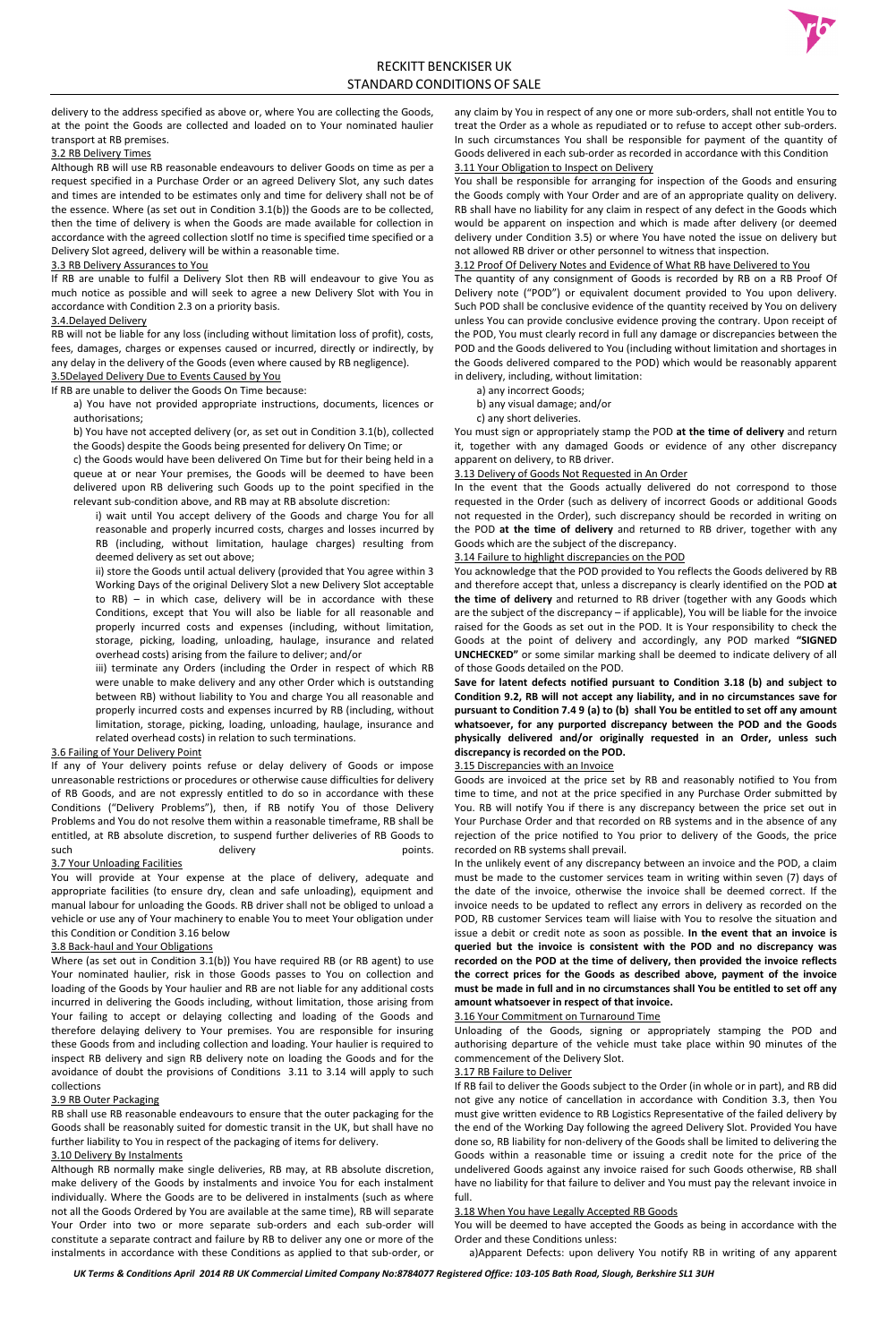delivery to the address specified as above or, where You are collecting the Goods, at the point the Goods are collected and loaded on to Your nominated haulier transport at RB premises.

3.2 RB Delivery Times

Although RB will use RB reasonable endeavours to deliver Goods on time as per a request specified in a Purchase Order or an agreed Delivery Slot, any such dates and times are intended to be estimates only and time for delivery shall not be of the essence. Where (as set out in Condition 3.1(b)) the Goods are to be collected, then the time of delivery is when the Goods are made available for collection in accordance with the agreed collection slotIf no time is specified time specified or a Delivery Slot agreed, delivery will be within a reasonable time.

3.3 RB Delivery Assurances to You

If RB are unable to fulfil a Delivery Slot then RB will endeavour to give You as much notice as possible and will seek to agree a new Delivery Slot with You in accordance with Condition 2.3 on a priority basis.

3.4.Delayed Delivery

RB will not be liable for any loss (including without limitation loss of profit), costs, fees, damages, charges or expenses caused or incurred, directly or indirectly, by any delay in the delivery of the Goods (even where caused by RB negligence).

3.5Delayed Delivery Due to Events Caused by You

If RB are unable to deliver the Goods On Time because:

a) You have not provided appropriate instructions, documents, licences or authorisations;

b) You have not accepted delivery (or, as set out in Condition 3.1(b), collected the Goods) despite the Goods being presented for delivery On Time; or

c) the Goods would have been delivered On Time but for their being held in a queue at or near Your premises, the Goods will be deemed to have been delivered upon RB delivering such Goods up to the point specified in the relevant sub-condition above, and RB may at RB absolute discretion:

i) wait until You accept delivery of the Goods and charge You for all reasonable and properly incurred costs, charges and losses incurred by RB (including, without limitation, haulage charges) resulting from deemed delivery as set out above;

ii) store the Goods until actual delivery (provided that You agree within 3 Working Days of the original Delivery Slot a new Delivery Slot acceptable to RB) – in which case, delivery will be in accordance with these Conditions, except that You will also be liable for all reasonable and properly incurred costs and expenses (including, without limitation, storage, picking, loading, unloading, haulage, insurance and related overhead costs) arising from the failure to deliver; and/or

iii) terminate any Orders (including the Order in respect of which RB were unable to make delivery and any other Order which is outstanding between RB) without liability to You and charge You all reasonable and properly incurred costs and expenses incurred by RB (including, without limitation, storage, picking, loading, unloading, haulage, insurance and related overhead costs) in relation to such terminations.

3.6 Failing of Your Delivery Point

If any of Your delivery points refuse or delay delivery of Goods or impose unreasonable restrictions or procedures or otherwise cause difficulties for delivery of RB Goods, and are not expressly entitled to do so in accordance with these Conditions ("Delivery Problems"), then, if RB notify You of those Delivery Problems and You do not resolve them within a reasonable timeframe, RB shall be entitled, at RB absolute discretion, to suspend further deliveries of RB Goods to such delivery points.

3.7 Your Unloading Facilities

You will provide at Your expense at the place of delivery, adequate and appropriate facilities (to ensure dry, clean and safe unloading), equipment and manual labour for unloading the Goods. RB driver shall not be obliged to unload a vehicle or use any of Your machinery to enable You to meet Your obligation under this Condition or Condition 3.16 below

3.8 Back-haul and Your Obligations

Where (as set out in Condition 3.1(b)) You have required RB (or RB agent) to use Your nominated haulier, risk in those Goods passes to You on collection and loading of the Goods by Your haulier and RB are not liable for any additional costs incurred in delivering the Goods including, without limitation, those arising from Your failing to accept or delaying collecting and loading of the Goods and therefore delaying delivery to Your premises. You are responsible for insuring these Goods from and including collection and loading. Your haulier is required to inspect RB delivery and sign RB delivery note on loading the Goods and for the avoidance of doubt the provisions of Conditions 3.11 to 3.14 will apply to such collections

3.9 RB Outer Packaging

RB shall use RB reasonable endeavours to ensure that the outer packaging for the Goods shall be reasonably suited for domestic transit in the UK, but shall have no further liability to You in respect of the packaging of items for delivery.

3.10 Delivery By Instalments

Although RB normally make single deliveries, RB may, at RB absolute discretion, make delivery of the Goods by instalments and invoice You for each instalment individually. Where the Goods are to be delivered in instalments (such as where not all the Goods Ordered by You are available at the same time), RB will separate Your Order into two or more separate sub-orders and each sub-order will constitute a separate contract and failure by RB to deliver any one or more of the instalments in accordance with these Conditions as applied to that sub-order, or any claim by You in respect of any one or more sub-orders, shall not entitle You to treat the Order as a whole as repudiated or to refuse to accept other sub-orders. In such circumstances You shall be responsible for payment of the quantity of Goods delivered in each sub-order as recorded in accordance with this Condition

3.11 Your Obligation to Inspect on Delivery

You shall be responsible for arranging for inspection of the Goods and ensuring the Goods comply with Your Order and are of an appropriate quality on delivery. RB shall have no liability for any claim in respect of any defect in the Goods which would be apparent on inspection and which is made after delivery (or deemed delivery under Condition 3.5) or where You have noted the issue on delivery but not allowed RB driver or other personnel to witness that inspection.

3.12 Proof Of Delivery Notes and Evidence of What RB have Delivered to You

The quantity of any consignment of Goods is recorded by RB on a RB Proof Of Delivery note ("POD") or equivalent document provided to You upon delivery. Such POD shall be conclusive evidence of the quantity received by You on delivery unless You can provide conclusive evidence proving the contrary. Upon receipt of the POD, You must clearly record in full any damage or discrepancies between the POD and the Goods delivered to You (including without limitation and shortages in the Goods delivered compared to the POD) which would be reasonably apparent in delivery, including, without limitation:

a) any incorrect Goods;

b) any visual damage; and/or

c) any short deliveries.

You must sign or appropriately stamp the POD **at the time of delivery** and return it, together with any damaged Goods or evidence of any other discrepancy apparent on delivery, to RB driver.

3.13 Delivery of Goods Not Requested in An Order

In the event that the Goods actually delivered do not correspond to those requested in the Order (such as delivery of incorrect Goods or additional Goods not requested in the Order), such discrepancy should be recorded in writing on the POD **at the time of delivery** and returned to RB driver, together with any Goods which are the subject of the discrepancy.

3.14 Failure to highlight discrepancies on the POD

You acknowledge that the POD provided to You reflects the Goods delivered by RB and therefore accept that, unless a discrepancy is clearly identified on the POD **at the time of delivery** and returned to RB driver (together with any Goods which are the subject of the discrepancy – if applicable), You will be liable for the invoice raised for the Goods as set out in the POD. It is Your responsibility to check the Goods at the point of delivery and accordingly, any POD marked **"SIGNED UNCHECKED"** or some similar marking shall be deemed to indicate delivery of all of those Goods detailed on the POD.

**Save for latent defects notified pursuant to Condition 3.18 (b) and subject to Condition 9.2, RB will not accept any liability, and in no circumstances save for pursuant to Condition 7.4 9 (a) to (b) shall You be entitled to set off any amount whatsoever, for any purported discrepancy between the POD and the Goods physically delivered and/or originally requested in an Order, unless such discrepancy is recorded on the POD.**

3.15 Discrepancies with an Invoice

Goods are invoiced at the price set by RB and reasonably notified to You from time to time, and not at the price specified in any Purchase Order submitted by You. RB will notify You if there is any discrepancy between the price set out in Your Purchase Order and that recorded on RB systems and in the absence of any rejection of the price notified to You prior to delivery of the Goods, the price recorded on RB systems shall prevail.

In the unlikely event of any discrepancy between an invoice and the POD, a claim must be made to the customer services team in writing within seven (7) days of the date of the invoice, otherwise the invoice shall be deemed correct. If the invoice needs to be updated to reflect any errors in delivery as recorded on the POD, RB customer Services team will liaise with You to resolve the situation and issue a debit or credit note as soon as possible. **In the event that an invoice is queried but the invoice is consistent with the POD and no discrepancy was recorded on the POD at the time of delivery, then provided the invoice reflects the correct prices for the Goods as described above, payment of the invoice must be made in full and in no circumstances shall You be entitled to set off any amount whatsoever in respect of that invoice.**

3.16 Your Commitment on Turnaround Time

Unloading of the Goods, signing or appropriately stamping the POD and authorising departure of the vehicle must take place within 90 minutes of the commencement of the Delivery Slot.

3.17 RB Failure to Deliver

If RB fail to deliver the Goods subject to the Order (in whole or in part), and RB did not give any notice of cancellation in accordance with Condition 3.3, then You must give written evidence to RB Logistics Representative of the failed delivery by the end of the Working Day following the agreed Delivery Slot. Provided You have done so, RB liability for non-delivery of the Goods shall be limited to delivering the Goods within a reasonable time or issuing a credit note for the price of the undelivered Goods against any invoice raised for such Goods otherwise, RB shall have no liability for that failure to deliver and You must pay the relevant invoice in full.

3.18 When You have Legally Accepted RB Goods

You will be deemed to have accepted the Goods as being in accordance with the Order and these Conditions unless:

a)Apparent Defects: upon delivery You notify RB in writing of any apparent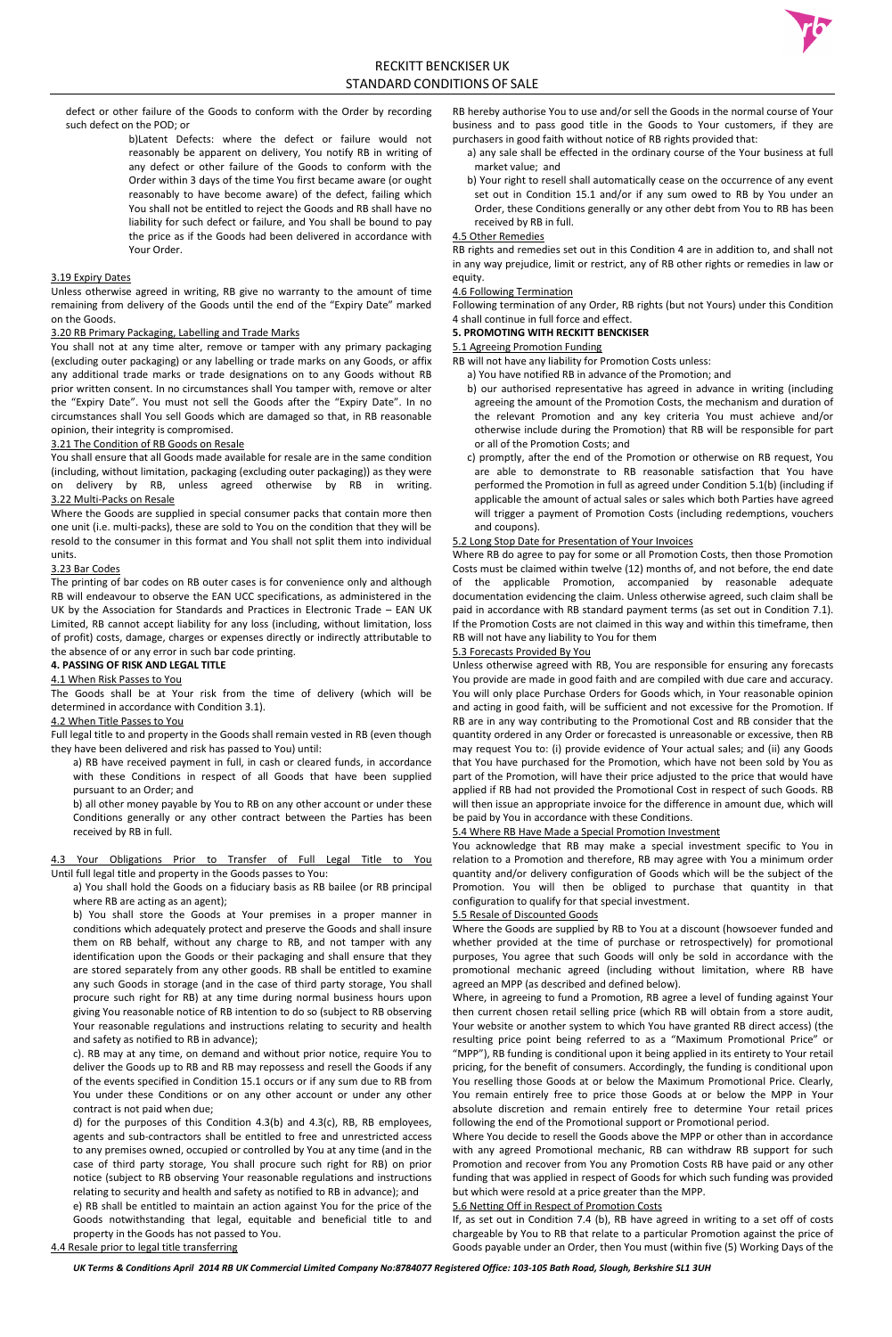defect or other failure of the Goods to conform with the Order by recording such defect on the POD; or

b)Latent Defects: where the defect or failure would not reasonably be apparent on delivery, You notify RB in writing of any defect or other failure of the Goods to conform with the Order within 3 days of the time You first became aware (or ought reasonably to have become aware) of the defect, failing which You shall not be entitled to reject the Goods and RB shall have no liability for such defect or failure, and You shall be bound to pay the price as if the Goods had been delivered in accordance with Your Order.

3.19 Expiry Dates

Unless otherwise agreed in writing, RB give no warranty to the amount of time remaining from delivery of the Goods until the end of the "Expiry Date" marked on the Goods.

3.20 RB Primary Packaging, Labelling and Trade Marks

You shall not at any time alter, remove or tamper with any primary packaging (excluding outer packaging) or any labelling or trade marks on any Goods, or affix any additional trade marks or trade designations on to any Goods without RB prior written consent. In no circumstances shall You tamper with, remove or alter the "Expiry Date". You must not sell the Goods after the "Expiry Date". In no circumstances shall You sell Goods which are damaged so that, in RB reasonable opinion, their integrity is compromised.

3.21 The Condition of RB Goods on Resale

You shall ensure that all Goods made available for resale are in the same condition (including, without limitation, packaging (excluding outer packaging)) as they were on delivery by RB, unless agreed otherwise by RB in writing.

3.22 Multi-Packs on Resale

Where the Goods are supplied in special consumer packs that contain more then one unit (i.e. multi-packs), these are sold to You on the condition that they will be resold to the consumer in this format and You shall not split them into individual units.

3.23 Bar Codes

The printing of bar codes on RB outer cases is for convenience only and although RB will endeavour to observe the EAN UCC specifications, as administered in the UK by the Association for Standards and Practices in Electronic Trade – EAN UK Limited, RB cannot accept liability for any loss (including, without limitation, loss of profit) costs, damage, charges or expenses directly or indirectly attributable to the absence of or any error in such bar code printing.

**4. PASSING OF RISK AND LEGAL TITLE**

4.1 When Risk Passes to You

The Goods shall be at Your risk from the time of delivery (which will be determined in accordance with Condition 3.1).

4.2 When Title Passes to You

Full legal title to and property in the Goods shall remain vested in RB (even though they have been delivered and risk has passed to You) until:

a) RB have received payment in full, in cash or cleared funds, in accordance with these Conditions in respect of all Goods that have been supplied pursuant to an Order; and

b) all other money payable by You to RB on any other account or under these Conditions generally or any other contract between the Parties has been received by RB in full.

4.3 Your Obligations Prior to Transfer of Full Legal Title to You

Until full legal title and property in the Goods passes to You:

a) You shall hold the Goods on a fiduciary basis as RB bailee (or RB principal where RB are acting as an agent);

b) You shall store the Goods at Your premises in a proper manner in conditions which adequately protect and preserve the Goods and shall insure them on RB behalf, without any charge to RB, and not tamper with any identification upon the Goods or their packaging and shall ensure that they are stored separately from any other goods. RB shall be entitled to examine any such Goods in storage (and in the case of third party storage, You shall procure such right for RB) at any time during normal business hours upon giving You reasonable notice of RB intention to do so (subject to RB observing Your reasonable regulations and instructions relating to security and health and safety as notified to RB in advance);

c). RB may at any time, on demand and without prior notice, require You to deliver the Goods up to RB and RB may repossess and resell the Goods if any of the events specified in Condition 15.1 occurs or if any sum due to RB from You under these Conditions or on any other account or under any other contract is not paid when due;

d) for the purposes of this Condition 4.3(b) and 4.3(c), RB, RB employees, agents and sub-contractors shall be entitled to free and unrestricted access to any premises owned, occupied or controlled by You at any time (and in the case of third party storage, You shall procure such right for RB) on prior notice (subject to RB observing Your reasonable regulations and instructions relating to security and health and safety as notified to RB in advance); and

e) RB shall be entitled to maintain an action against You for the price of the Goods notwithstanding that legal, equitable and beneficial title to and property in the Goods has not passed to You.

4.4 Resale prior to legal title transferring

RB hereby authorise You to use and/or sell the Goods in the normal course of Your business and to pass good title in the Goods to Your customers, if they are purchasers in good faith without notice of RB rights provided that:

a) any sale shall be effected in the ordinary course of the Your business at full market value; and

b) Your right to resell shall automatically cease on the occurrence of any event set out in Condition 15.1 and/or if any sum owed to RB by You under an Order, these Conditions generally or any other debt from You to RB has been received by RB in full.

4.5 Other Remedies

RB rights and remedies set out in this Condition 4 are in addition to, and shall not in any way prejudice, limit or restrict, any of RB other rights or remedies in law or equity.

4.6 Following Termination

Following termination of any Order, RB rights (but not Yours) under this Condition 4 shall continue in full force and effect.

**5. PROMOTING WITH RECKITT BENCKISER**

5.1 Agreeing Promotion Funding

RB will not have any liability for Promotion Costs unless:

a) You have notified RB in advance of the Promotion; and

b) our authorised representative has agreed in advance in writing (including agreeing the amount of the Promotion Costs, the mechanism and duration of the relevant Promotion and any key criteria You must achieve and/or otherwise include during the Promotion) that RB will be responsible for part or all of the Promotion Costs; and

c) promptly, after the end of the Promotion or otherwise on RB request, You are able to demonstrate to RB reasonable satisfaction that You have performed the Promotion in full as agreed under Condition 5.1(b) (including if applicable the amount of actual sales or sales which both Parties have agreed will trigger a payment of Promotion Costs (including redemptions, vouchers and coupons).

5.2 Long Stop Date for Presentation of Your Invoices

Where RB do agree to pay for some or all Promotion Costs, then those Promotion Costs must be claimed within twelve (12) months of, and not before, the end date of the applicable Promotion, accompanied by reasonable adequate documentation evidencing the claim. Unless otherwise agreed, such claim shall be paid in accordance with RB standard payment terms (as set out in Condition 7.1). If the Promotion Costs are not claimed in this way and within this timeframe, then RB will not have any liability to You for them

5.3 Forecasts Provided By You

Unless otherwise agreed with RB, You are responsible for ensuring any forecasts You provide are made in good faith and are compiled with due care and accuracy. You will only place Purchase Orders for Goods which, in Your reasonable opinion and acting in good faith, will be sufficient and not excessive for the Promotion. If RB are in any way contributing to the Promotional Cost and RB consider that the quantity ordered in any Order or forecasted is unreasonable or excessive, then RB may request You to: (i) provide evidence of Your actual sales; and (ii) any Goods that You have purchased for the Promotion, which have not been sold by You as part of the Promotion, will have their price adjusted to the price that would have applied if RB had not provided the Promotional Cost in respect of such Goods. RB will then issue an appropriate invoice for the difference in amount due, which will be paid by You in accordance with these Conditions.

5.4 Where RB Have Made a Special Promotion Investment

You acknowledge that RB may make a special investment specific to You in relation to a Promotion and therefore, RB may agree with You a minimum order quantity and/or delivery configuration of Goods which will be the subject of the Promotion. You will then be obliged to purchase that quantity in that configuration to qualify for that special investment.

5.5 Resale of Discounted Goods

Where the Goods are supplied by RB to You at a discount (howsoever funded and whether provided at the time of purchase or retrospectively) for promotional purposes, You agree that such Goods will only be sold in accordance with the promotional mechanic agreed (including without limitation, where RB have agreed an MPP (as described and defined below).

Where, in agreeing to fund a Promotion, RB agree a level of funding against Your then current chosen retail selling price (which RB will obtain from a store audit, Your website or another system to which You have granted RB direct access) (the resulting price point being referred to as a "Maximum Promotional Price" or "MPP"), RB funding is conditional upon it being applied in its entirety to Your retail pricing, for the benefit of consumers. Accordingly, the funding is conditional upon You reselling those Goods at or below the Maximum Promotional Price. Clearly, You remain entirely free to price those Goods at or below the MPP in Your absolute discretion and remain entirely free to determine Your retail prices following the end of the Promotional support or Promotional period.

Where You decide to resell the Goods above the MPP or other than in accordance with any agreed Promotional mechanic, RB can withdraw RB support for such Promotion and recover from You any Promotion Costs RB have paid or any other funding that was applied in respect of Goods for which such funding was provided but which were resold at a price greater than the MPP.

5.6 Netting Off in Respect of Promotion Costs

If, as set out in Condition 7.4 (b), RB have agreed in writing to a set off of costs chargeable by You to RB that relate to a particular Promotion against the price of Goods payable under an Order, then You must (within five (5) Working Days of the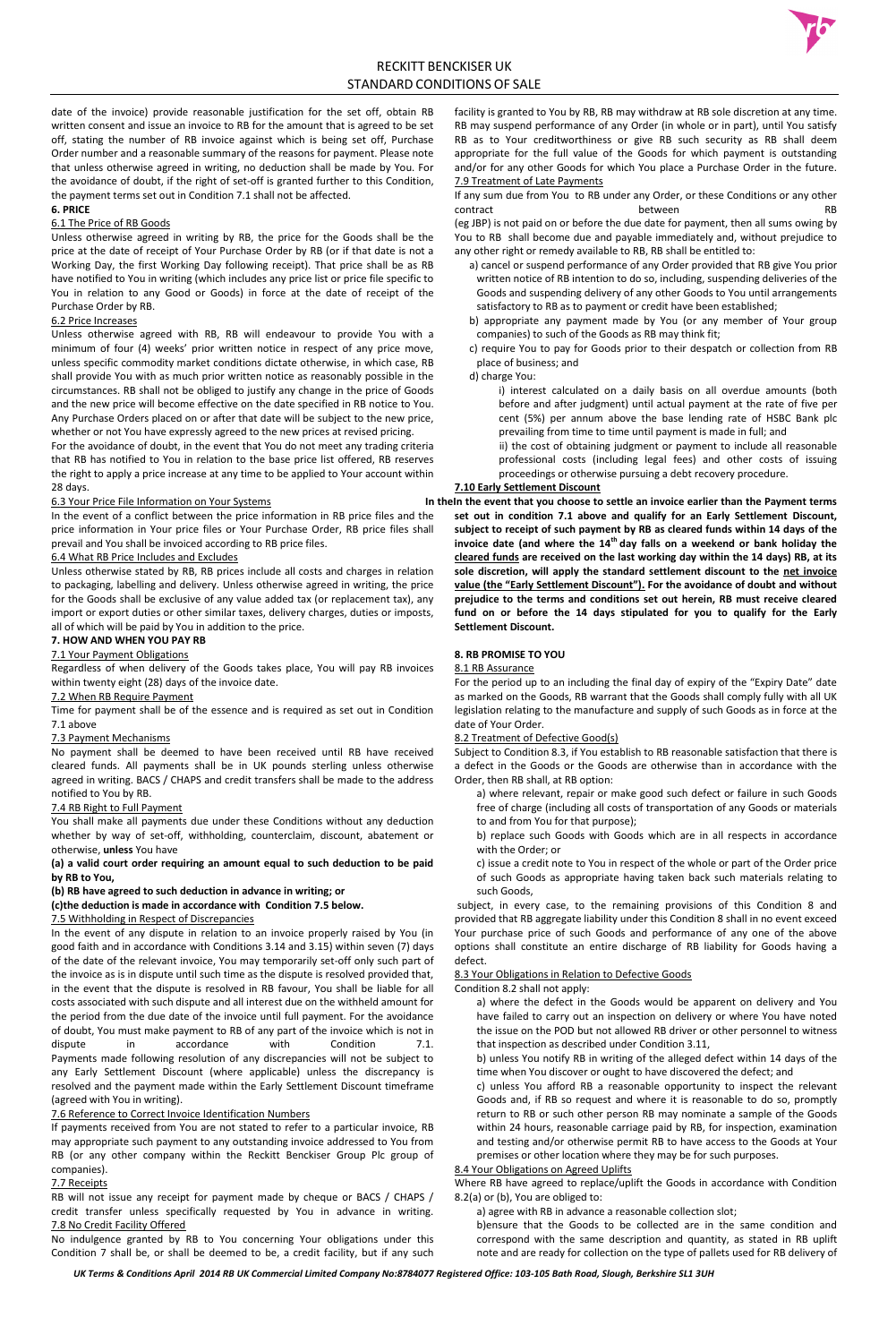date of the invoice) provide reasonable justification for the set off, obtain RB written consent and issue an invoice to RB for the amount that is agreed to be set off, stating the number of RB invoice against which is being set off, Purchase Order number and a reasonable summary of the reasons for payment. Please note that unless otherwise agreed in writing, no deduction shall be made by You. For the avoidance of doubt, if the right of set-off is granted further to this Condition, the payment terms set out in Condition 7.1 shall not be affected.

## 6. PRICE

6.1 The Price of RB Goods

Unless otherwise agreed in writing by RB, the price for the Goods shall be the price at the date of receipt of Your Purchase Order by RB (or if that date is not a Working Day, the first Working Day following receipt). That price shall be as RB have notified to You in writing (which includes any price list or price file specific to You in relation to any Good or Goods) in force at the date of receipt of the Purchase Order by RB.

6.2 Price Increases

Unless otherwise agreed with RB, RB will endeavour to provide You with a minimum of four (4) weeks' prior written notice in respect of any price move, unless specific commodity market conditions dictate otherwise, in which case, RB shall provide You with as much prior written notice as reasonably possible in the circumstances. RB shall not be obliged to justify any change in the price of Goods and the new price will become effective on the date specified in RB notice to You. Any Purchase Orders placed on or after that date will be subject to the new price, whether or not You have expressly agreed to the new prices at revised pricing.

For the avoidance of doubt, in the event that You do not meet any trading criteria that RB has notified to You in relation to the base price list offered, RB reserves the right to apply a price increase at any time to be applied to Your account within 28 days.

6.3 Your Price File Information on Your Systems

In the event of a conflict between the price information in RB price files and the price information in Your price files or Your Purchase Order, RB price files shall prevail and You shall be invoiced according to RB price files.

6.4 What RB Price Includes and Excludes

Unless otherwise stated by RB, RB prices include all costs and charges in relation to packaging, labelling and delivery. Unless otherwise agreed in writing, the price for the Goods shall be exclusive of any value added tax (or replacement tax), any import or export duties or other similar taxes, delivery charges, duties or imposts, all of which will be paid by You in addition to the price.

## 7. HOW AND WHEN YOU PAY RB

7.1 Your Payment Obligations

Regardless of when delivery of the Goods takes place, You will pay RB invoices within twenty eight (28) days of the invoice date.

7.2 When RB Require Payment

Time for payment shall be of the essence and is required as set out in Condition 7.1 above

7.3 Payment Mechanisms

No payment shall be deemed to have been received until RB have received cleared funds. All payments shall be in UK pounds sterling unless otherwise agreed in writing. BACS / CHAPS and credit transfers shall be made to the address notified to You by RB.

7.4 RB Right to Full Payment

You shall make all payments due under these Conditions without any deduction whether by way of set-off, withholding, counterclaim, discount, abatement or otherwise, **unless** You have

**(a) a valid court order requiring an amount equal to such deduction to be paid by RB to You,**

**(b) RB have agreed to such deduction in advance in writing; or**

**(c)the deduction is made in accordance with Condition 7.5 below.**

7.5 Withholding in Respect of Discrepancies

In the event of any dispute in relation to an invoice properly raised by You (in good faith and in accordance with Conditions 3.14 and 3.15) within seven (7) days of the date of the relevant invoice, You may temporarily set-off only such part of the invoice as is in dispute until such time as the dispute is resolved provided that, in the event that the dispute is resolved in RB favour, You shall be liable for all costs associated with such dispute and all interest due on the withheld amount for the period from the due date of the invoice until full payment. For the avoidance of doubt, You must make payment to RB of any part of the invoice which is not in dispute in accordance with Condition 7.1.

Payments made following resolution of any discrepancies will not be subject to any Early Settlement Discount (where applicable) unless the discrepancy is resolved and the payment made within the Early Settlement Discount timeframe (agreed with You in writing).

7.6 Reference to Correct Invoice Identification Numbers

If payments received from You are not stated to refer to a particular invoice, RB may appropriate such payment to any outstanding invoice addressed to You from RB (or any other company within the Reckitt Benckiser Group Plc group of companies).

7.7 Receipts

RB will not issue any receipt for payment made by cheque or BACS / CHAPS / credit transfer unless specifically requested by You in advance in writing.

7.8 No Credit Facility Offered

No indulgence granted by RB to You concerning Your obligations under this Condition 7 shall be, or shall be deemed to be, a credit facility, but if any such facility is granted to You by RB, RB may withdraw at RB sole discretion at any time. RB may suspend performance of any Order (in whole or in part), until You satisfy RB as to Your creditworthiness or give RB such security as RB shall deem appropriate for the full value of the Goods for which payment is outstanding and/or for any other Goods for which You place a Purchase Order in the future.

7.9 Treatment of Late Payments

If any sum due from You to RB under any Order, or these Conditions or any other contract between RB (eg JBP) is not paid on or before the due date for payment, then all sums owing by You to RB shall become due and payable immediately and, without prejudice to any other right or remedy available to RB, RB shall be entitled to:

a) cancel or suspend performance of any Order provided that RB give You prior written notice of RB intention to do so, including, suspending deliveries of the Goods and suspending delivery of any other Goods to You until arrangements satisfactory to RB as to payment or credit have been established;

b) appropriate any payment made by You (or any member of Your group companies) to such of the Goods as RB may think fit;

c) require You to pay for Goods prior to their despatch or collection from RB place of business; and

d) charge You:

i) interest calculated on a daily basis on all overdue amounts (both before and after judgment) until actual payment at the rate of five per cent (5%) per annum above the base lending rate of HSBC Bank plc prevailing from time to time until payment is made in full; and

ii) the cost of obtaining judgment or payment to include all reasonable professional costs (including legal fees) and other costs of issuing proceedings or otherwise pursuing a debt recovery procedure.

**7.10 Early Settlement Discount**

**In theIn the event that you choose to settle an invoice earlier than the Payment terms set out in condition 7.1 above and qualify for an Early Settlement Discount, subject to receipt of such payment by RB as cleared funds within 14 days of the invoice date (and where the 14th day falls on a weekend or bank holiday the cleared funds are received on the last working day within the 14 days) RB, at its sole discretion, will apply the standard settlement discount to the net invoice value (the "Early Settlement Discount"). For the avoidance of doubt and without prejudice to the terms and conditions set out herein, RB must receive cleared fund on or before the 14 days stipulated for you to qualify for the Early Settlement Discount.**

## 8. RB PROMISE TO YOU

8.1 RB Assurance

For the period up to an including the final day of expiry of the "Expiry Date" date as marked on the Goods, RB warrant that the Goods shall comply fully with all UK legislation relating to the manufacture and supply of such Goods as in force at the date of Your Order.

8.2 Treatment of Defective Good(s)

Subject to Condition 8.3, if You establish to RB reasonable satisfaction that there is a defect in the Goods or the Goods are otherwise than in accordance with the Order, then RB shall, at RB option:

a) where relevant, repair or make good such defect or failure in such Goods free of charge (including all costs of transportation of any Goods or materials to and from You for that purpose);

b) replace such Goods with Goods which are in all respects in accordance with the Order; or

c) issue a credit note to You in respect of the whole or part of the Order price of such Goods as appropriate having taken back such materials relating to such Goods,

subject, in every case, to the remaining provisions of this Condition 8 and provided that RB aggregate liability under this Condition 8 shall in no event exceed Your purchase price of such Goods and performance of any one of the above options shall constitute an entire discharge of RB liability for Goods having a defect.

8.3 Your Obligations in Relation to Defective Goods

Condition 8.2 shall not apply:

a) where the defect in the Goods would be apparent on delivery and You have failed to carry out an inspection on delivery or where You have noted the issue on the POD but not allowed RB driver or other personnel to witness that inspection as described under Condition 3.11,

b) unless You notify RB in writing of the alleged defect within 14 days of the time when You discover or ought to have discovered the defect; and

c) unless You afford RB a reasonable opportunity to inspect the relevant Goods and, if RB so request and where it is reasonable to do so, promptly return to RB or such other person RB may nominate a sample of the Goods within 24 hours, reasonable carriage paid by RB, for inspection, examination and testing and/or otherwise permit RB to have access to the Goods at Your premises or other location where they may be for such purposes.

8.4 Your Obligations on Agreed Uplifts

Where RB have agreed to replace/uplift the Goods in accordance with Condition 8.2(a) or (b), You are obliged to:

a) agree with RB in advance a reasonable collection slot;

b)ensure that the Goods to be collected are in the same condition and correspond with the same description and quantity, as stated in RB uplift note and are ready for collection on the type of pallets used for RB delivery of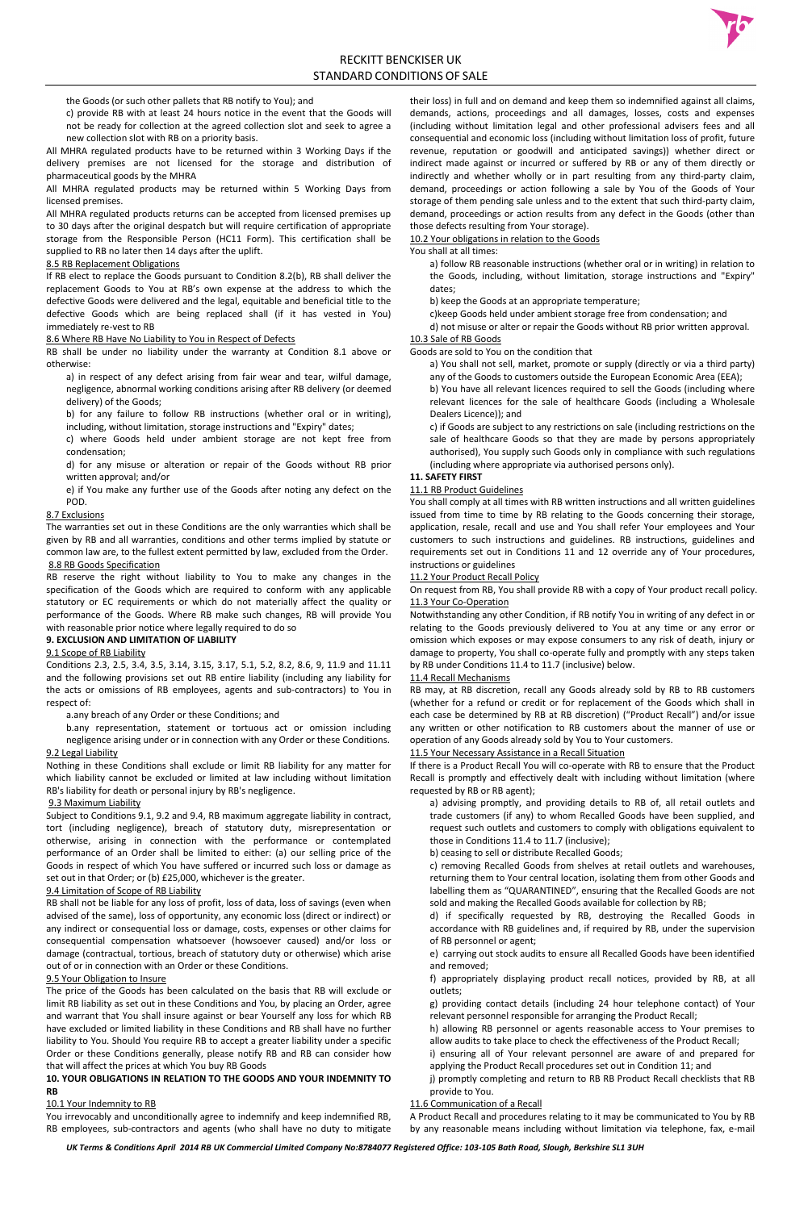the Goods (or such other pallets that RB notify to You); and

c) provide RB with at least 24 hours notice in the event that the Goods will not be ready for collection at the agreed collection slot and seek to agree a new collection slot with RB on a priority basis.

All MHRA regulated products have to be returned within 3 Working Days if the delivery premises are not licensed for the storage and distribution of pharmaceutical goods by the MHRA

All MHRA regulated products may be returned within 5 Working Days from licensed premises.

All MHRA regulated products returns can be accepted from licensed premises up to 30 days after the original despatch but will require certification of appropriate storage from the Responsible Person (HC11 Form). This certification shall be supplied to RB no later then 14 days after the uplift.

8.5 RB Replacement Obligations

If RB elect to replace the Goods pursuant to Condition 8.2(b), RB shall deliver the replacement Goods to You at RB's own expense at the address to which the defective Goods were delivered and the legal, equitable and beneficial title to the defective Goods which are being replaced shall (if it has vested in You) immediately re-vest to RB

8.6 Where RB Have No Liability to You in Respect of Defects

RB shall be under no liability under the warranty at Condition 8.1 above or otherwise:

a) in respect of any defect arising from fair wear and tear, wilful damage, negligence, abnormal working conditions arising after RB delivery (or deemed delivery) of the Goods;

b) for any failure to follow RB instructions (whether oral or in writing), including, without limitation, storage instructions and "Expiry" dates;

c) where Goods held under ambient storage are not kept free from condensation;

d) for any misuse or alteration or repair of the Goods without RB prior written approval; and/or

e) if You make any further use of the Goods after noting any defect on the POD.

8.7 Exclusions

The warranties set out in these Conditions are the only warranties which shall be given by RB and all warranties, conditions and other terms implied by statute or common law are, to the fullest extent permitted by law, excluded from the Order.

8.8 RB Goods Specification

RB reserve the right without liability to You to make any changes in the specification of the Goods which are required to conform with any applicable statutory or EC requirements or which do not materially affect the quality or performance of the Goods. Where RB make such changes, RB will provide You with reasonable prior notice where legally required to do so

**9. EXCLUSION AND LIMITATION OF LIABILITY**

9.1 Scope of RB Liability

Conditions 2.3, 2.5, 3.4, 3.5, 3.14, 3.15, 3.17, 5.1, 5.2, 8.2, 8.6, 9, 11.9 and 11.11 and the following provisions set out RB entire liability (including any liability for the acts or omissions of RB employees, agents and sub-contractors) to You in respect of:

a.any breach of any Order or these Conditions; and

b.any representation, statement or tortuous act or omission including negligence arising under or in connection with any Order or these Conditions.

9.2 Legal Liability

Nothing in these Conditions shall exclude or limit RB liability for any matter for which liability cannot be excluded or limited at law including without limitation RB's liability for death or personal injury by RB's negligence.

9.3 Maximum Liability

Subject to Conditions 9.1, 9.2 and 9.4, RB maximum aggregate liability in contract, tort (including negligence), breach of statutory duty, misrepresentation or otherwise, arising in connection with the performance or contemplated performance of an Order shall be limited to either: (a) our selling price of the Goods in respect of which You have suffered or incurred such loss or damage as set out in that Order; or (b) £25,000, whichever is the greater.

9.4 Limitation of Scope of RB Liability

RB shall not be liable for any loss of profit, loss of data, loss of savings (even when advised of the same), loss of opportunity, any economic loss (direct or indirect) or any indirect or consequential loss or damage, costs, expenses or other claims for consequential compensation whatsoever (howsoever caused) and/or loss or damage (contractual, tortious, breach of statutory duty or otherwise) which arise out of or in connection with an Order or these Conditions.

9.5 Your Obligation to Insure

The price of the Goods has been calculated on the basis that RB will exclude or limit RB liability as set out in these Conditions and You, by placing an Order, agree and warrant that You shall insure against or bear Yourself any loss for which RB have excluded or limited liability in these Conditions and RB shall have no further liability to You. Should You require RB to accept a greater liability under a specific Order or these Conditions generally, please notify RB and RB can consider how that will affect the prices at which You buy RB Goods

**10. YOUR OBLIGATIONS IN RELATION TO THE GOODS AND YOUR INDEMNITY TO RB**

10.1 Your Indemnity to RB

You irrevocably and unconditionally agree to indemnify and keep indemnified RB, RB employees, sub-contractors and agents (who shall have no duty to mitigate their loss) in full and on demand and keep them so indemnified against all claims, demands, actions, proceedings and all damages, losses, costs and expenses (including without limitation legal and other professional advisers fees and all consequential and economic loss (including without limitation loss of profit, future revenue, reputation or goodwill and anticipated savings)) whether direct or indirect made against or incurred or suffered by RB or any of them directly or indirectly and whether wholly or in part resulting from any third-party claim, demand, proceedings or action following a sale by You of the Goods of Your storage of them pending sale unless and to the extent that such third-party claim, demand, proceedings or action results from any defect in the Goods (other than those defects resulting from Your storage).

10.2 Your obligations in relation to the Goods

You shall at all times:

a) follow RB reasonable instructions (whether oral or in writing) in relation to the Goods, including, without limitation, storage instructions and "Expiry" dates;

b) keep the Goods at an appropriate temperature;

c)keep Goods held under ambient storage free from condensation; and

d) not misuse or alter or repair the Goods without RB prior written approval.

10.3 Sale of RB Goods

Goods are sold to You on the condition that

a) You shall not sell, market, promote or supply (directly or via a third party) any of the Goods to customers outside the European Economic Area (EEA);

b) You have all relevant licences required to sell the Goods (including where relevant licences for the sale of healthcare Goods (including a Wholesale Dealers Licence)); and

c) if Goods are subject to any restrictions on sale (including restrictions on the sale of healthcare Goods so that they are made by persons appropriately authorised), You supply such Goods only in compliance with such regulations (including where appropriate via authorised persons only).

**11. SAFETY FIRST**

11.1 RB Product Guidelines

You shall comply at all times with RB written instructions and all written guidelines issued from time to time by RB relating to the Goods concerning their storage, application, resale, recall and use and You shall refer Your employees and Your customers to such instructions and guidelines. RB instructions, guidelines and requirements set out in Conditions 11 and 12 override any of Your procedures, instructions or guidelines

11.2 Your Product Recall Policy

On request from RB, You shall provide RB with a copy of Your product recall policy.

11.3 Your Co-Operation

Notwithstanding any other Condition, if RB notify You in writing of any defect in or relating to the Goods previously delivered to You at any time or any error or omission which exposes or may expose consumers to any risk of death, injury or damage to property, You shall co-operate fully and promptly with any steps taken by RB under Conditions 11.4 to 11.7 (inclusive) below.

11.4 Recall Mechanisms

RB may, at RB discretion, recall any Goods already sold by RB to RB customers (whether for a refund or credit or for replacement of the Goods which shall in each case be determined by RB at RB discretion) ("Product Recall") and/or issue any written or other notification to RB customers about the manner of use or operation of any Goods already sold by You to Your customers.

11.5 Your Necessary Assistance in a Recall Situation

If there is a Product Recall You will co-operate with RB to ensure that the Product Recall is promptly and effectively dealt with including without limitation (where requested by RB or RB agent);

a) advising promptly, and providing details to RB of, all retail outlets and trade customers (if any) to whom Recalled Goods have been supplied, and request such outlets and customers to comply with obligations equivalent to those in Conditions 11.4 to 11.7 (inclusive);

b) ceasing to sell or distribute Recalled Goods;

c) removing Recalled Goods from shelves at retail outlets and warehouses, returning them to Your central location, isolating them from other Goods and labelling them as "QUARANTINED", ensuring that the Recalled Goods are not sold and making the Recalled Goods available for collection by RB;

d) if specifically requested by RB, destroying the Recalled Goods in accordance with RB guidelines and, if required by RB, under the supervision of RB personnel or agent;

e) carrying out stock audits to ensure all Recalled Goods have been identified and removed;

f) appropriately displaying product recall notices, provided by RB, at all outlets;

g) providing contact details (including 24 hour telephone contact) of Your relevant personnel responsible for arranging the Product Recall;

h) allowing RB personnel or agents reasonable access to Your premises to allow audits to take place to check the effectiveness of the Product Recall;

i) ensuring all Your relevant personnel are aware of and prepared for applying the Product Recall procedures set out in Condition 11; and

j) promptly completing and return to RB RB Product Recall checklists that RB provide to You.

11.6 Communication of a Recall

A Product Recall and procedures relating to it may be communicated to You by RB by any reasonable means including without limitation via telephone, fax, e-mail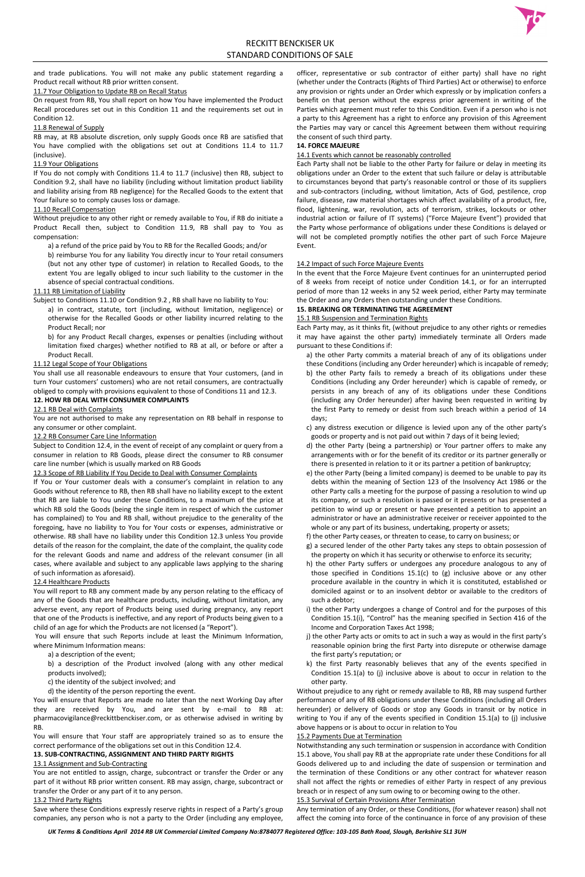and trade publications. You will not make any public statement regarding a Product recall without RB prior written consent.

11.7 Your Obligation to Update RB on Recall Status

On request from RB, You shall report on how You have implemented the Product Recall procedures set out in this Condition 11 and the requirements set out in Condition 12.

11.8 Renewal of Supply

RB may, at RB absolute discretion, only supply Goods once RB are satisfied that You have complied with the obligations set out at Conditions 11.4 to 11.7 (inclusive).

11.9 Your Obligations

If You do not comply with Conditions 11.4 to 11.7 (inclusive) then RB, subject to Condition 9.2, shall have no liability (including without limitation product liability and liability arising from RB negligence) for the Recalled Goods to the extent that Your failure so to comply causes loss or damage.

11.10 Recall Compensation

Without prejudice to any other right or remedy available to You, if RB do initiate a Product Recall then, subject to Condition 11.9, RB shall pay to You as compensation:

a) a refund of the price paid by You to RB for the Recalled Goods; and/or

b) reimburse You for any liability You directly incur to Your retail consumers (but not any other type of customer) in relation to Recalled Goods, to the extent You are legally obliged to incur such liability to the customer in the absence of special contractual conditions.

11.11 RB Limitation of Liability

Subject to Conditions 11.10 or Condition 9.2 , RB shall have no liability to You:

a) in contract, statute, tort (including, without limitation, negligence) or otherwise for the Recalled Goods or other liability incurred relating to the Product Recall; nor

b) for any Product Recall charges, expenses or penalties (including without limitation fixed charges) whether notified to RB at all, or before or after a Product Recall.

11.12 Legal Scope of Your Obligations

You shall use all reasonable endeavours to ensure that Your customers, (and in turn Your customers' customers) who are not retail consumers, are contractually obliged to comply with provisions equivalent to those of Conditions 11 and 12.3.

**12. HOW RB DEAL WITH CONSUMER COMPLAINTS**

12.1 RB Deal with Complaints

You are not authorised to make any representation on RB behalf in response to any consumer or other complaint.

12.2 RB Consumer Care Line Information

Subject to Condition 12.4, in the event of receipt of any complaint or query from a consumer in relation to RB Goods, please direct the consumer to RB consumer care line number (which is usually marked on RB Goods

12.3 Scope of RB Liability If You Decide to Deal with Consumer Complaints

If You or Your customer deals with a consumer's complaint in relation to any Goods without reference to RB, then RB shall have no liability except to the extent that RB are liable to You under these Conditions, to a maximum of the price at which RB sold the Goods (being the single item in respect of which the customer has complained) to You and RB shall, without prejudice to the generality of the foregoing, have no liability to You for Your costs or expenses, administrative or otherwise. RB shall have no liability under this Condition 12.3 unless You provide details of the reason for the complaint, the date of the complaint, the quality code for the relevant Goods and name and address of the relevant consumer (in all cases, where available and subject to any applicable laws applying to the sharing of such information as aforesaid).

12.4 Healthcare Products

You will report to RB any comment made by any person relating to the efficacy of any of the Goods that are healthcare products, including, without limitation, any adverse event, any report of Products being used during pregnancy, any report that one of the Products is ineffective, and any report of Products being given to a child of an age for which the Products are not licensed (a "Report").

You will ensure that such Reports include at least the Minimum Information, where Minimum Information means:

a) a description of the event;

b) a description of the Product involved (along with any other medical products involved);

c) the identity of the subject involved; and

d) the identity of the person reporting the event.

You will ensure that Reports are made no later than the next Working Day after they are received by You, and are sent by e-mail to RB at: pharmacovigilance@reckittbenckiser.com, or as otherwise advised in writing by RB.

You will ensure that Your staff are appropriately trained so as to ensure the correct performance of the obligations set out in this Condition 12.4.

**13. SUB-CONTRACTING, ASSIGNMENT AND THIRD PARTY RIGHTS**

13.1 Assignment and Sub-Contracting

You are not entitled to assign, charge, subcontract or transfer the Order or any part of it without RB prior written consent. RB may assign, charge, subcontract or transfer the Order or any part of it to any person.

13.2 Third Party Rights

Save where these Conditions expressly reserve rights in respect of a Party's group companies, any person who is not a party to the Order (including any employee, officer, representative or sub contractor of either party) shall have no right (whether under the Contracts (Rights of Third Parties) Act or otherwise) to enforce any provision or rights under an Order which expressly or by implication confers a benefit on that person without the express prior agreement in writing of the Parties which agreement must refer to this Condition. Even if a person who is not a party to this Agreement has a right to enforce any provision of this Agreement the Parties may vary or cancel this Agreement between them without requiring the consent of such third party.

**14. FORCE MAJEURE**

14.1 Events which cannot be reasonably controlled

Each Party shall not be liable to the other Party for failure or delay in meeting its obligations under an Order to the extent that such failure or delay is attributable to circumstances beyond that party's reasonable control or those of its suppliers and sub-contractors (including, without limitation, Acts of God, pestilence, crop failure, disease, raw material shortages which affect availability of a product, fire, flood, lightening, war, revolution, acts of terrorism, strikes, lockouts or other industrial action or failure of IT systems) ("Force Majeure Event") provided that the Party whose performance of obligations under these Conditions is delayed or will not be completed promptly notifies the other part of such Force Majeure Event.

14.2 Impact of such Force Majeure Events

In the event that the Force Majeure Event continues for an uninterrupted period of 8 weeks from receipt of notice under Condition 14.1, or for an interrupted period of more than 12 weeks in any 52 week period, either Party may terminate the Order and any Orders then outstanding under these Conditions.

**15. BREAKING OR TERMINATING THE AGREEMENT**

15.1 RB Suspension and Termination Rights

Each Party may, as it thinks fit, (without prejudice to any other rights or remedies it may have against the other party) immediately terminate all Orders made pursuant to these Conditions if:

a) the other Party commits a material breach of any of its obligations under these Conditions (including any Order hereunder) which is incapable of remedy;

b) the other Party fails to remedy a breach of its obligations under these Conditions (including any Order hereunder) which is capable of remedy, or persists in any breach of any of its obligations under these Conditions (including any Order hereunder) after having been requested in writing by the first Party to remedy or desist from such breach within a period of 14 days;

c) any distress execution or diligence is levied upon any of the other party's goods or property and is not paid out within 7 days of it being levied;

d) the other Party (being a partnership) or Your partner offers to make any arrangements with or for the benefit of its creditor or its partner generally or there is presented in relation to it or its partner a petition of bankruptcy;

e) the other Party (being a limited company) is deemed to be unable to pay its debts within the meaning of Section 123 of the Insolvency Act 1986 or the other Party calls a meeting for the purpose of passing a resolution to wind up its company, or such a resolution is passed or it presents or has presented a petition to wind up or present or have presented a petition to appoint an administrator or have an administrative receiver or receiver appointed to the whole or any part of its business, undertaking, property or assets;

f) the other Party ceases, or threaten to cease, to carry on business; or

g) a secured lender of the other Party takes any steps to obtain possession of the property on which it has security or otherwise to enforce its security;

h) the other Party suffers or undergoes any procedure analogous to any of those specified in Conditions 15.1(c) to (g) inclusive above or any other procedure available in the country in which it is constituted, established or domiciled against or to an insolvent debtor or available to the creditors of such a debtor;

i) the other Party undergoes a change of Control and for the purposes of this Condition 15.1(i), "Control" has the meaning specified in Section 416 of the Income and Corporation Taxes Act 1998;

j) the other Party acts or omits to act in such a way as would in the first party's reasonable opinion bring the first Party into disrepute or otherwise damage the first party's reputation; or

k) the first Party reasonably believes that any of the events specified in Condition 15.1(a) to (j) inclusive above is about to occur in relation to the other party.

Without prejudice to any right or remedy available to RB, RB may suspend further performance of any of RB obligations under these Conditions (including all Orders hereunder) or delivery of Goods or stop any Goods in transit or by notice in writing to You if any of the events specified in Condition 15.1(a) to (j) inclusive above happens or is about to occur in relation to You

15.2 Payments Due at Termination

Notwithstanding any such termination or suspension in accordance with Condition 15.1 above, You shall pay RB at the appropriate rate under these Conditions for all Goods delivered up to and including the date of suspension or termination and the termination of these Conditions or any other contract for whatever reason shall not affect the rights or remedies of either Party in respect of any previous breach or in respect of any sum owing to or becoming owing to the other.

15.3 Survival of Certain Provisions After Termination

Any termination of any Order, or these Conditions, (for whatever reason) shall not affect the coming into force of the continuance in force of any provision of these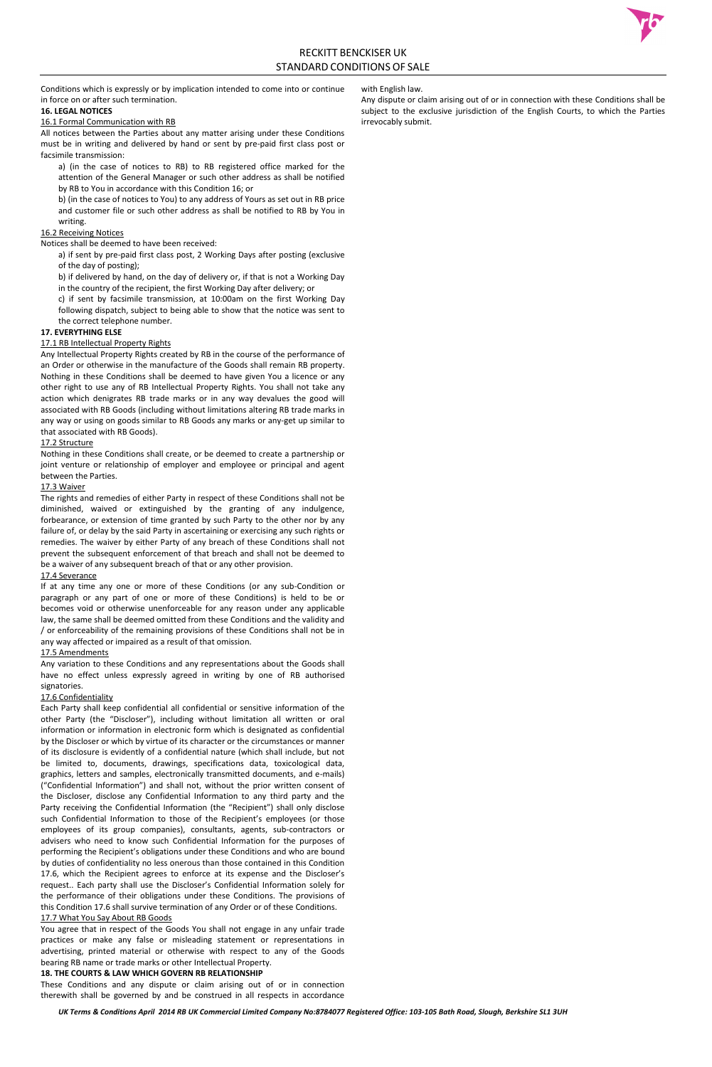Conditions which is expressly or by implication intended to come into or continue in force on or after such termination.

**16. LEGAL NOTICES**

16.1 Formal Communication with RB

All notices between the Parties about any matter arising under these Conditions must be in writing and delivered by hand or sent by pre-paid first class post or facsimile transmission:

a) (in the case of notices to RB) to RB registered office marked for the attention of the General Manager or such other address as shall be notified by RB to You in accordance with this Condition 16; or

b) (in the case of notices to You) to any address of Yours as set out in RB price and customer file or such other address as shall be notified to RB by You in writing.

16.2 Receiving Notices

Notices shall be deemed to have been received:

a) if sent by pre-paid first class post, 2 Working Days after posting (exclusive of the day of posting);

b) if delivered by hand, on the day of delivery or, if that is not a Working Day in the country of the recipient, the first Working Day after delivery; or

c) if sent by facsimile transmission, at 10:00am on the first Working Day following dispatch, subject to being able to show that the notice was sent to the correct telephone number.

**17. EVERYTHING ELSE**

17.1 RB Intellectual Property Rights

Any Intellectual Property Rights created by RB in the course of the performance of an Order or otherwise in the manufacture of the Goods shall remain RB property. Nothing in these Conditions shall be deemed to have given You a licence or any other right to use any of RB Intellectual Property Rights. You shall not take any action which denigrates RB trade marks or in any way devalues the good will associated with RB Goods (including without limitations altering RB trade marks in any way or using on goods similar to RB Goods any marks or any-get up similar to that associated with RB Goods).

17.2 Structure

Nothing in these Conditions shall create, or be deemed to create a partnership or joint venture or relationship of employer and employee or principal and agent between the Parties.

17.3 Waiver

The rights and remedies of either Party in respect of these Conditions shall not be diminished, waived or extinguished by the granting of any indulgence, forbearance, or extension of time granted by such Party to the other nor by any failure of, or delay by the said Party in ascertaining or exercising any such rights or remedies. The waiver by either Party of any breach of these Conditions shall not prevent the subsequent enforcement of that breach and shall not be deemed to be a waiver of any subsequent breach of that or any other provision.

17.4 Severance

If at any time any one or more of these Conditions (or any sub-Condition or paragraph or any part of one or more of these Conditions) is held to be or becomes void or otherwise unenforceable for any reason under any applicable law, the same shall be deemed omitted from these Conditions and the validity and / or enforceability of the remaining provisions of these Conditions shall not be in any way affected or impaired as a result of that omission.

17.5 Amendments

Any variation to these Conditions and any representations about the Goods shall have no effect unless expressly agreed in writing by one of RB authorised signatories.

17.6 Confidentiality

Each Party shall keep confidential all confidential or sensitive information of the other Party (the "Discloser"), including without limitation all written or oral information or information in electronic form which is designated as confidential by the Discloser or which by virtue of its character or the circumstances or manner of its disclosure is evidently of a confidential nature (which shall include, but not be limited to, documents, drawings, specifications data, toxicological data, graphics, letters and samples, electronically transmitted documents, and e-mails) ("Confidential Information") and shall not, without the prior written consent of the Discloser, disclose any Confidential Information to any third party and the Party receiving the Confidential Information (the "Recipient") shall only disclose such Confidential Information to those of the Recipient's employees (or those employees of its group companies), consultants, agents, sub-contractors or advisers who need to know such Confidential Information for the purposes of performing the Recipient's obligations under these Conditions and who are bound by duties of confidentiality no less onerous than those contained in this Condition 17.6, which the Recipient agrees to enforce at its expense and the Discloser's request.. Each party shall use the Discloser's Confidential Information solely for the performance of their obligations under these Conditions. The provisions of this Condition 17.6 shall survive termination of any Order or of these Conditions.

17.7 What You Say About RB Goods

You agree that in respect of the Goods You shall not engage in any unfair trade practices or make any false or misleading statement or representations in advertising, printed material or otherwise with respect to any of the Goods bearing RB name or trade marks or other Intellectual Property.

**18. THE COURTS & LAW WHICH GOVERN RB RELATIONSHIP**

These Conditions and any dispute or claim arising out of or in connection therewith shall be governed by and be construed in all respects in accordance with English law.

Any dispute or claim arising out of or in connection with these Conditions shall be subject to the exclusive jurisdiction of the English Courts, to which the Parties irrevocably submit.